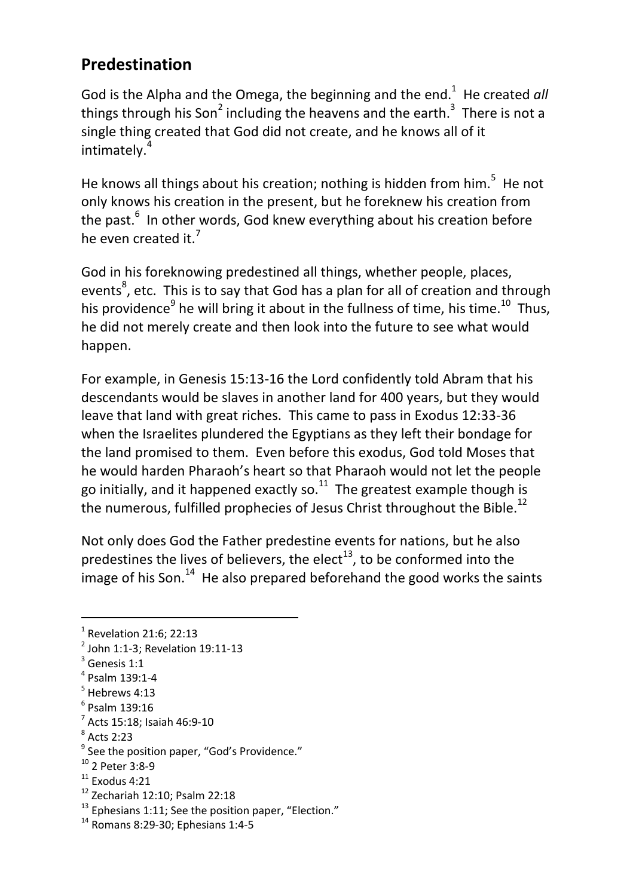## Predestination

God is the Alpha and the Omega, the beginning and the end.[1] He created *all* things through his Son[2] including the heavens and the earth.[3] There is not a single thing created that God did not create, and he knows all of it intimately.[4]

He knows all things about his creation; nothing is hidden from him.[5] He not only knows his creation in the present, but he foreknew his creation from the past.[6] In other words, God knew everything about his creation before he even created it.[7]

God in his foreknowing predestined all things, whether people, places, events[8], etc. This is to say that God has a plan for all of creation and through his providence[9] he will bring it about in the fullness of time, his time.[10] Thus, he did not merely create and then look into the future to see what would happen.

For example, in Genesis 15:13-16 the Lord confidently told Abram that his descendants would be slaves in another land for 400 years, but they would leave that land with great riches. This came to pass in Exodus 12:33-36 when the Israelites plundered the Egyptians as they left their bondage for the land promised to them. Even before this exodus, God told Moses that he would harden Pharaoh's heart so that Pharaoh would not let the people go initially, and it happened exactly so.[11] The greatest example though is the numerous, fulfilled prophecies of Jesus Christ throughout the Bible.[12]

Not only does God the Father predestine events for nations, but he also predestines the lives of believers, the elect[13], to be conformed into the image of his Son.[14] He also prepared beforehand the good works the saints

---

[1] Revelation 21:6; 22:13
[2] John 1:1-3; Revelation 19:11-13
[3] Genesis 1:1
[4] Psalm 139:1-4
[5] Hebrews 4:13
[6] Psalm 139:16
[7] Acts 15:18; Isaiah 46:9-10
[8] Acts 2:23
[9] See the position paper, "God's Providence."
[10] 2 Peter 3:8-9
[11] Exodus 4:21
[12] Zechariah 12:10; Psalm 22:18
[13] Ephesians 1:11; See the position paper, "Election."
[14] Romans 8:29-30; Ephesians 1:4-5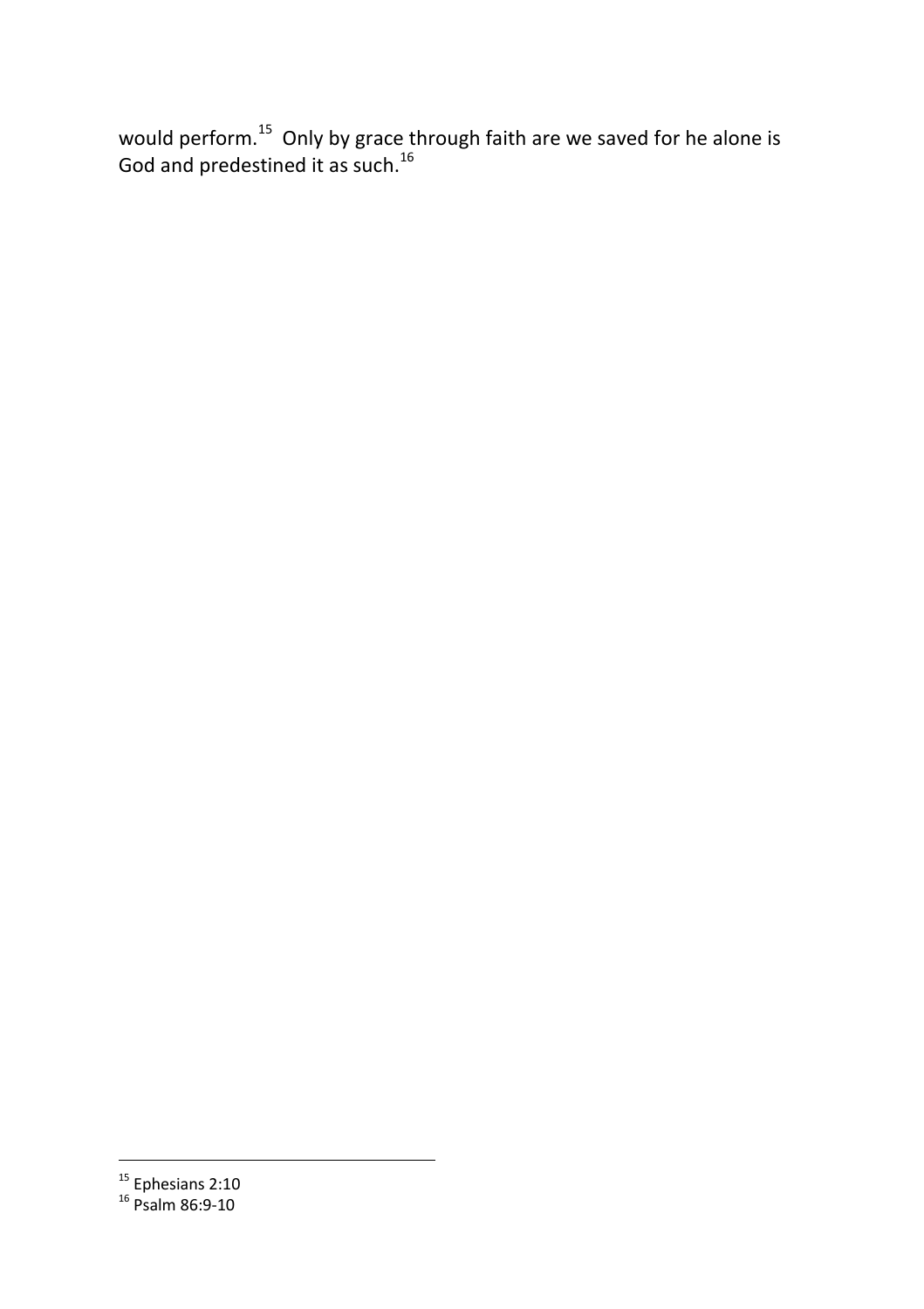would perform.[15] Only by grace through faith are we saved for he alone is God and predestined it as such.[16]

---

[15] Ephesians 2:10

[16] Psalm 86:9-10